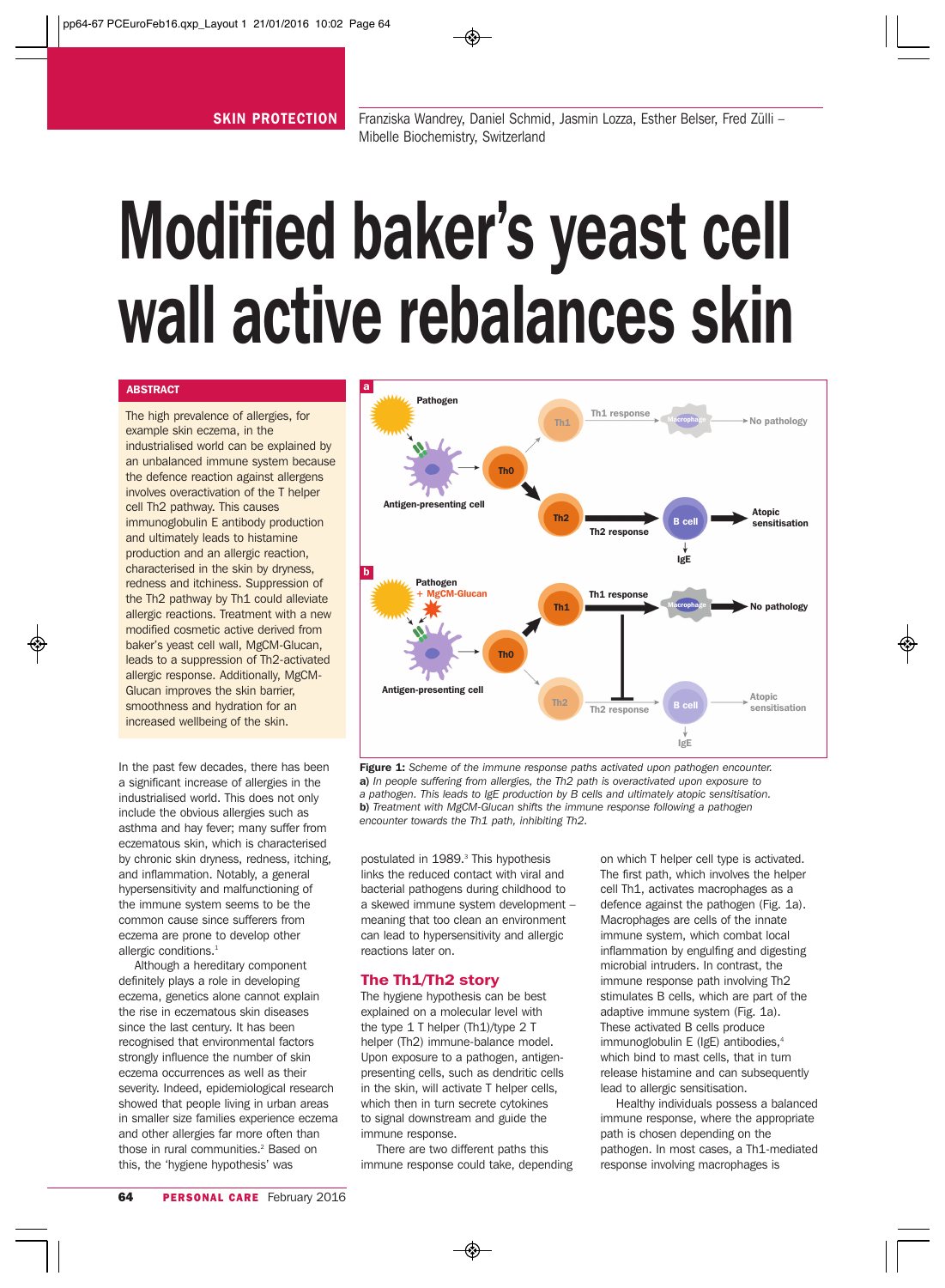SKIN PROTECTION

Franziska Wandrey, Daniel Schmid, Jasmin Lozza, Esther Belser, Fred Zülli – Mibelle Biochemistry, Switzerland

# Modified baker's yeast cell wall active rebalances skin

## ABSTRACT

The high prevalence of allergies, for example skin eczema, in the industrialised world can be explained by an unbalanced immune system because the defence reaction against allergens involves overactivation of the T helper cell Th2 pathway. This causes immunoglobulin E antibody production and ultimately leads to histamine production and an allergic reaction, characterised in the skin by dryness, redness and itchiness. Suppression of the Th2 pathway by Th1 could alleviate allergic reactions. Treatment with a new modified cosmetic active derived from baker's yeast cell wall, MgCM-Glucan, leads to a suppression of Th2-activated allergic response. Additionally, MgCM-Glucan improves the skin barrier, smoothness and hydration for an increased wellbeing of the skin.

**Figure 1:** *Scheme of the immune response paths activated upon pathogen encounter.* **a)** *In people suffering from allergies, the Th2 path is overactivated upon exposure to a pathogen. This leads to IgE production by B cells and ultimately atopic sensitisation.* **b)** *Treatment with MgCM-Glucan shifts the immune response following a pathogen encounter towards the Th1 path, inhibiting Th2.*

In the past few decades, there has been a significant increase of allergies in the industrialised world. This does not only include the obvious allergies such as asthma and hay fever; many suffer from eczematous skin, which is characterised by chronic skin dryness, redness, itching, and inflammation. Notably, a general hypersensitivity and malfunctioning of the immune system seems to be the common cause since sufferers from eczema are prone to develop other allergic conditions.[1]

Although a hereditary component definitely plays a role in developing eczema, genetics alone cannot explain the rise in eczematous skin diseases since the last century. It has been recognised that environmental factors strongly influence the number of skin eczema occurrences as well as their severity. Indeed, epidemiological research showed that people living in urban areas in smaller size families experience eczema and other allergies far more often than those in rural communities.[2] Based on this, the 'hygiene hypothesis' was postulated in 1989.[3] This hypothesis links the reduced contact with viral and bacterial pathogens during childhood to a skewed immune system development – meaning that too clean an environment can lead to hypersensitivity and allergic reactions later on.

## The Th1/Th2 story

The hygiene hypothesis can be best explained on a molecular level with the type 1 T helper (Th1)/type 2 T helper (Th2) immune-balance model. Upon exposure to a pathogen, antigen-presenting cells, such as dendritic cells in the skin, will activate T helper cells, which then in turn secrete cytokines to signal downstream and guide the immune response.

There are two different paths this immune response could take, depending on which T helper cell type is activated. The first path, which involves the helper cell Th1, activates macrophages as a defence against the pathogen (Fig. 1a). Macrophages are cells of the innate immune system, which combat local inflammation by engulfing and digesting microbial intruders. In contrast, the immune response path involving Th2 stimulates B cells, which are part of the adaptive immune system (Fig. 1a). These activated B cells produce immunoglobulin E (IgE) antibodies,[4] which bind to mast cells, that in turn release histamine and can subsequently lead to allergic sensitisation.

Healthy individuals possess a balanced immune response, where the appropriate path is chosen depending on the pathogen. In most cases, a Th1-mediated response involving macrophages is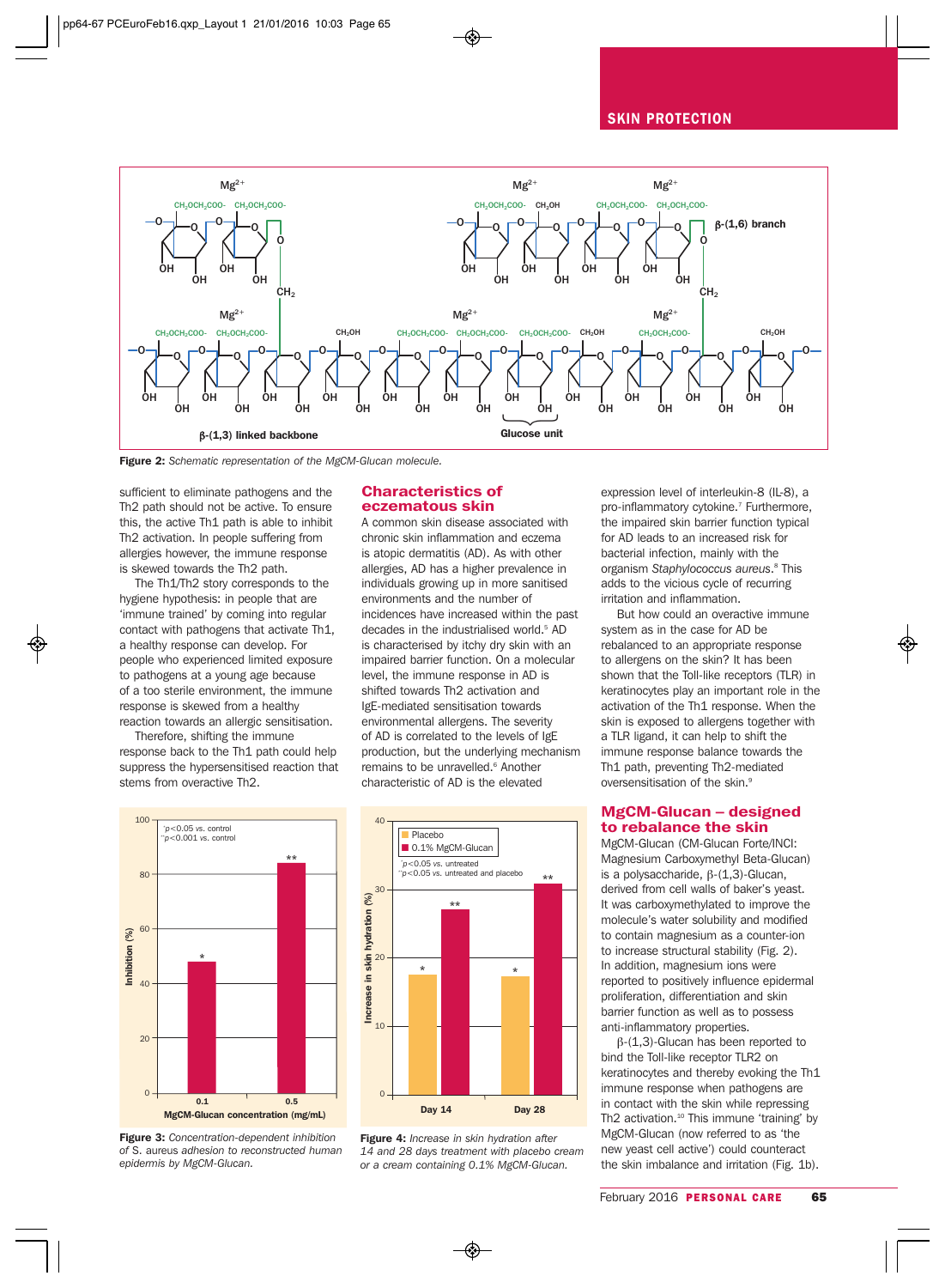**Figure 2:** *Schematic representation of the MgCM-Glucan molecule.*

sufficient to eliminate pathogens and the Th2 path should not be active. To ensure this, the active Th1 path is able to inhibit Th2 activation. In people suffering from allergies however, the immune response is skewed towards the Th2 path.

The Th1/Th2 story corresponds to the hygiene hypothesis: in people that are 'immune trained' by coming into regular contact with pathogens that activate Th1, a healthy response can develop. For people who experienced limited exposure to pathogens at a young age because of a too sterile environment, the immune response is skewed from a healthy reaction towards an allergic sensitisation.

Therefore, shifting the immune response back to the Th1 path could help suppress the hypersensitised reaction that stems from overactive Th2.

## Characteristics of eczematous skin

A common skin disease associated with chronic skin inflammation and eczema is atopic dermatitis (AD). As with other allergies, AD has a higher prevalence in individuals growing up in more sanitised environments and the number of incidences have increased within the past decades in the industrialised world.[5] AD is characterised by itchy dry skin with an impaired barrier function. On a molecular level, the immune response in AD is shifted towards Th2 activation and IgE-mediated sensitisation towards environmental allergens. The severity of AD is correlated to the levels of IgE production, but the underlying mechanism remains to be unravelled.[6] Another characteristic of AD is the elevated expression level of interleukin-8 (IL-8), a pro-inflammatory cytokine.[7] Furthermore, the impaired skin barrier function typical for AD leads to an increased risk for bacterial infection, mainly with the organism *Staphylococcus aureus*.[8] This adds to the vicious cycle of recurring irritation and inflammation.

But how could an overactive immune system as in the case for AD be rebalanced to an appropriate response to allergens on the skin? It has been shown that the Toll-like receptors (TLR) in keratinocytes play an important role in the activation of the Th1 response. When the skin is exposed to allergens together with a TLR ligand, it can help to shift the immune response balance towards the Th1 path, preventing Th2-mediated oversensitisation of the skin.[9]

## MgCM-Glucan – designed to rebalance the skin

MgCM-Glucan (CM-Glucan Forte/INCI: Magnesium Carboxymethyl Beta-Glucan) is a polysaccharide, β-(1,3)-Glucan, derived from cell walls of baker's yeast. It was carboxymethylated to improve the molecule's water solubility and modified to contain magnesium as a counter-ion to increase structural stability (Fig. 2). In addition, magnesium ions were reported to positively influence epidermal proliferation, differentiation and skin barrier function as well as to possess anti-inflammatory properties.

β-(1,3)-Glucan has been reported to bind the Toll-like receptor TLR2 on keratinocytes and thereby evoking the Th1 immune response when pathogens are in contact with the skin while repressing Th2 activation.[10] This immune 'training' by MgCM-Glucan (now referred to as 'the new yeast cell active') could counteract the skin imbalance and irritation (Fig. 1b).

**Figure 3:** *Concentration-dependent inhibition of S. aureus adhesion to reconstructed human epidermis by MgCM-Glucan.*

**Figure 4:** *Increase in skin hydration after 14 and 28 days treatment with placebo cream or a cream containing 0.1% MgCM-Glucan.*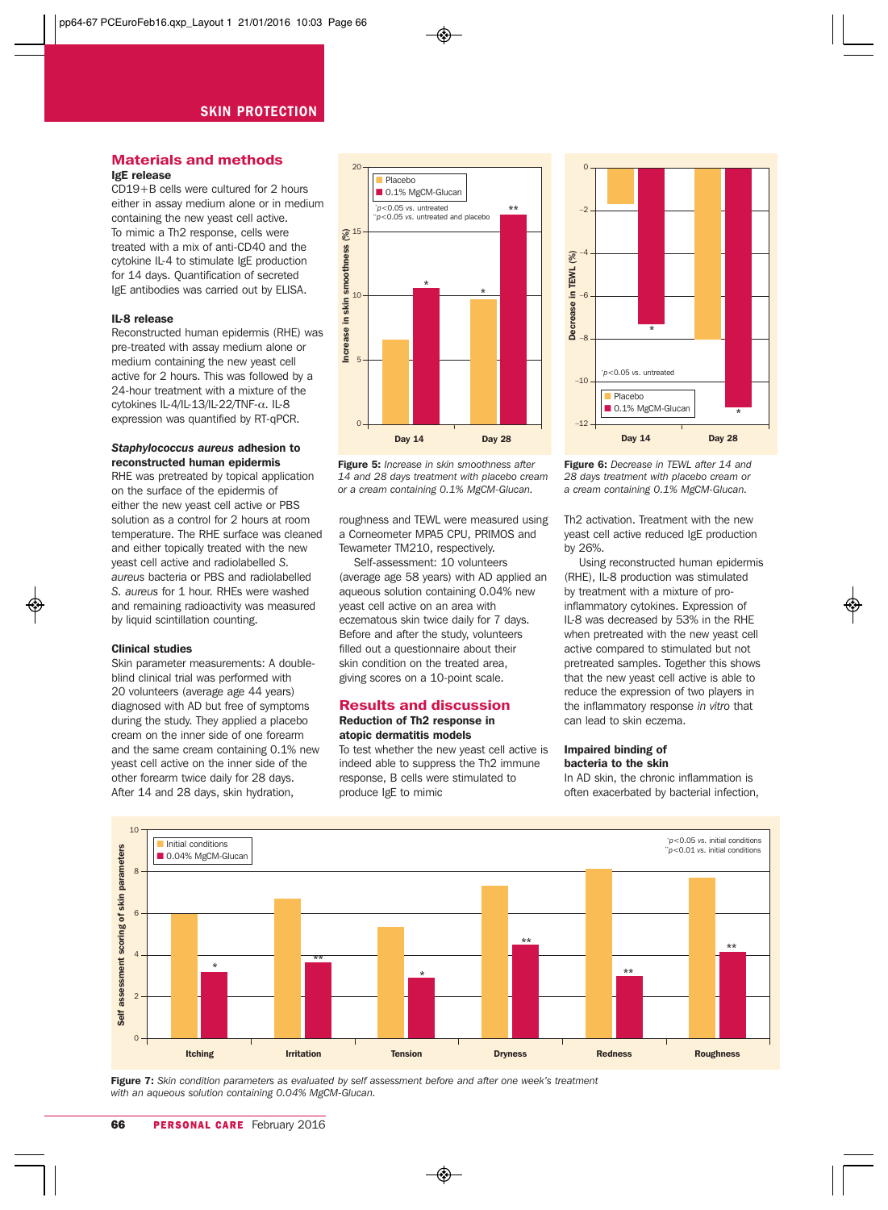## Materials and methods

### IgE release

CD19+B cells were cultured for 2 hours either in assay medium alone or in medium containing the new yeast cell active. To mimic a Th2 response, cells were treated with a mix of anti-CD40 and the cytokine IL-4 to stimulate IgE production for 14 days. Quantification of secreted IgE antibodies was carried out by ELISA.

### IL-8 release

Reconstructed human epidermis (RHE) was pre-treated with assay medium alone or medium containing the new yeast cell active for 2 hours. This was followed by a 24-hour treatment with a mixture of the cytokines IL-4/IL-13/IL-22/TNF-α. IL-8 expression was quantified by RT-qPCR.

### *Staphylococcus aureus* adhesion to reconstructed human epidermis

RHE was pretreated by topical application on the surface of the epidermis of either the new yeast cell active or PBS solution as a control for 2 hours at room temperature. The RHE surface was cleaned and either topically treated with the new yeast cell active and radiolabelled *S. aureus* bacteria or PBS and radiolabelled *S. aureus* for 1 hour. RHEs were washed and remaining radioactivity was measured by liquid scintillation counting.

### Clinical studies

Skin parameter measurements: A double-blind clinical trial was performed with 20 volunteers (average age 44 years) diagnosed with AD but free of symptoms during the study. They applied a placebo cream on the inner side of one forearm and the same cream containing 0.1% new yeast cell active on the inner side of the other forearm twice daily for 28 days. After 14 and 28 days, skin hydration, roughness and TEWL were measured using a Corneometer MPA5 CPU, PRIMOS and Tewameter TM210, respectively.

Self-assessment: 10 volunteers (average age 58 years) with AD applied an aqueous solution containing 0.04% new yeast cell active on an area with eczematous skin twice daily for 7 days. Before and after the study, volunteers filled out a questionnaire about their skin condition on the treated area, giving scores on a 10-point scale.

**Figure 5:** *Increase in skin smoothness after 14 and 28 days treatment with placebo cream or a cream containing 0.1% MgCM-Glucan.*

**Figure 6:** *Decrease in TEWL after 14 and 28 days treatment with placebo cream or a cream containing 0.1% MgCM-Glucan.*

## Results and discussion

### Reduction of Th2 response in atopic dermatitis models

To test whether the new yeast cell active is indeed able to suppress the Th2 immune response, B cells were stimulated to produce IgE to mimic Th2 activation. Treatment with the new yeast cell active reduced IgE production by 26%.

Using reconstructed human epidermis (RHE), IL-8 production was stimulated by treatment with a mixture of pro-inflammatory cytokines. Expression of IL-8 was decreased by 53% in the RHE when pretreated with the new yeast cell active compared to stimulated but not pretreated samples. Together this shows that the new yeast cell active is able to reduce the expression of two players in the inflammatory response *in vitro* that can lead to skin eczema.

### Impaired binding of bacteria to the skin

In AD skin, the chronic inflammation is often exacerbated by bacterial infection,

**Figure 7:** *Skin condition parameters as evaluated by self assessment before and after one week's treatment with an aqueous solution containing 0.04% MgCM-Glucan.*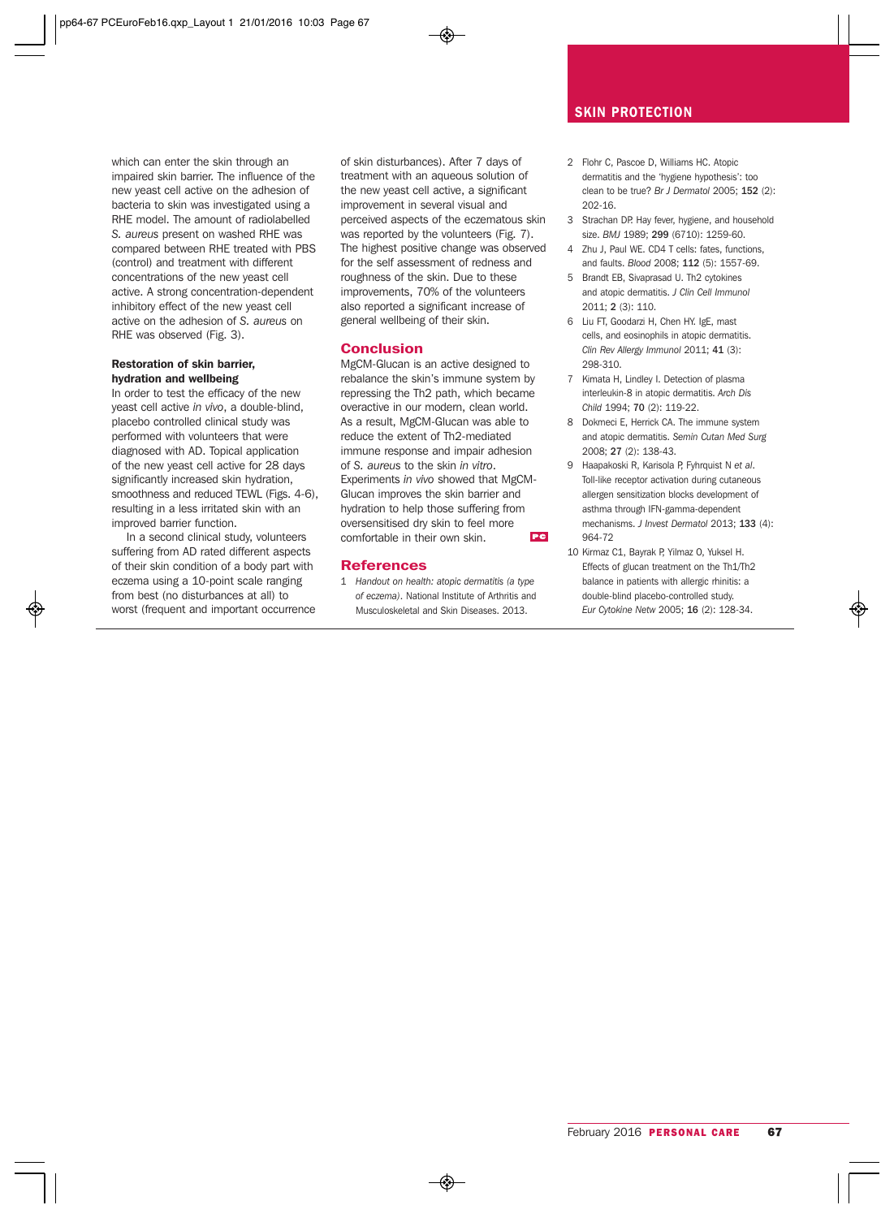which can enter the skin through an impaired skin barrier. The influence of the new yeast cell active on the adhesion of bacteria to skin was investigated using a RHE model. The amount of radiolabelled *S. aureus* present on washed RHE was compared between RHE treated with PBS (control) and treatment with different concentrations of the new yeast cell active. A strong concentration-dependent inhibitory effect of the new yeast cell active on the adhesion of *S. aureus* on RHE was observed (Fig. 3).

**Restoration of skin barrier, hydration and wellbeing**

In order to test the efficacy of the new yeast cell active *in vivo*, a double-blind, placebo controlled clinical study was performed with volunteers that were diagnosed with AD. Topical application of the new yeast cell active for 28 days significantly increased skin hydration, smoothness and reduced TEWL (Figs. 4-6), resulting in a less irritated skin with an improved barrier function.

In a second clinical study, volunteers suffering from AD rated different aspects of their skin condition of a body part with eczema using a 10-point scale ranging from best (no disturbances at all) to worst (frequent and important occurrence of skin disturbances). After 7 days of treatment with an aqueous solution of the new yeast cell active, a significant improvement in several visual and perceived aspects of the eczematous skin was reported by the volunteers (Fig. 7). The highest positive change was observed for the self assessment of redness and roughness of the skin. Due to these improvements, 70% of the volunteers also reported a significant increase of general wellbeing of their skin.

## Conclusion

MgCM-Glucan is an active designed to rebalance the skin's immune system by repressing the Th2 path, which became overactive in our modern, clean world. As a result, MgCM-Glucan was able to reduce the extent of Th2-mediated immune response and impair adhesion of *S. aureus* to the skin *in vitro*. Experiments *in vivo* showed that MgCM-Glucan improves the skin barrier and hydration to help those suffering from oversensitised dry skin to feel more comfortable in their own skin. PC

## References

1. *Handout on health: atopic dermatitis (a type of eczema)*. National Institute of Arthritis and Musculoskeletal and Skin Diseases. 2013.
2. Flohr C, Pascoe D, Williams HC. Atopic dermatitis and the 'hygiene hypothesis': too clean to be true? *Br J Dermatol* 2005; **152** (2): 202-16.
3. Strachan DP. Hay fever, hygiene, and household size. *BMJ* 1989; **299** (6710): 1259-60.
4. Zhu J, Paul WE. CD4 T cells: fates, functions, and faults. *Blood* 2008; **112** (5): 1557-69.
5. Brandt EB, Sivaprasad U. Th2 cytokines and atopic dermatitis. *J Clin Cell Immunol* 2011; **2** (3): 110.
6. Liu FT, Goodarzi H, Chen HY. IgE, mast cells, and eosinophils in atopic dermatitis. *Clin Rev Allergy Immunol* 2011; **41** (3): 298-310.
7. Kimata H, Lindley I. Detection of plasma interleukin-8 in atopic dermatitis. *Arch Dis Child* 1994; **70** (2): 119-22.
8. Dokmeci E, Herrick CA. The immune system and atopic dermatitis. *Semin Cutan Med Surg* 2008; **27** (2): 138-43.
9. Haapakoski R, Karisola P, Fyhrquist N *et al*. Toll-like receptor activation during cutaneous allergen sensitization blocks development of asthma through IFN-gamma-dependent mechanisms. *J Invest Dermatol* 2013; **133** (4): 964-72
10. Kirmaz C1, Bayrak P, Yilmaz O, Yuksel H. Effects of glucan treatment on the Th1/Th2 balance in patients with allergic rhinitis: a double-blind placebo-controlled study. *Eur Cytokine Netw* 2005; **16** (2): 128-34.